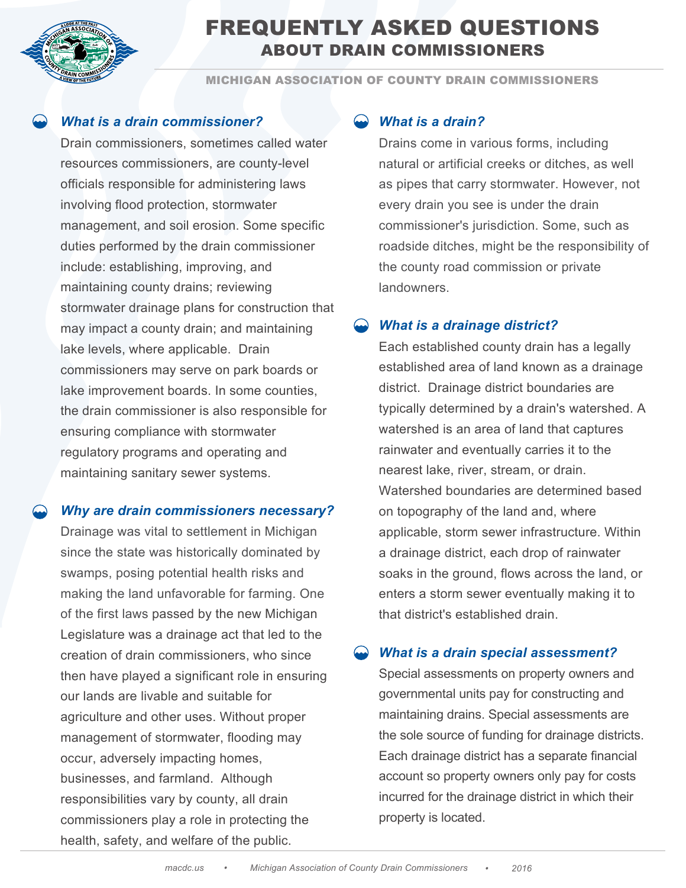# FREQUENTLY ASKED QUESTIONS
## ABOUT DRAIN COMMISSIONERS

MICHIGAN ASSOCIATION OF COUNTY DRAIN COMMISSIONERS

### *What is a drain commissioner?*

Drain commissioners, sometimes called water resources commissioners, are county-level officials responsible for administering laws involving flood protection, stormwater management, and soil erosion. Some specific duties performed by the drain commissioner include: establishing, improving, and maintaining county drains; reviewing stormwater drainage plans for construction that may impact a county drain; and maintaining lake levels, where applicable. Drain commissioners may serve on park boards or lake improvement boards. In some counties, the drain commissioner is also responsible for ensuring compliance with stormwater regulatory programs and operating and maintaining sanitary sewer systems.

### *Why are drain commissioners necessary?*

Drainage was vital to settlement in Michigan since the state was historically dominated by swamps, posing potential health risks and making the land unfavorable for farming. One of the first laws passed by the new Michigan Legislature was a drainage act that led to the creation of drain commissioners, who since then have played a significant role in ensuring our lands are livable and suitable for agriculture and other uses. Without proper management of stormwater, flooding may occur, adversely impacting homes, businesses, and farmland. Although responsibilities vary by county, all drain commissioners play a role in protecting the health, safety, and welfare of the public.

### *What is a drain?*

Drains come in various forms, including natural or artificial creeks or ditches, as well as pipes that carry stormwater. However, not every drain you see is under the drain commissioner's jurisdiction. Some, such as roadside ditches, might be the responsibility of the county road commission or private landowners.

### *What is a drainage district?*

Each established county drain has a legally established area of land known as a drainage district. Drainage district boundaries are typically determined by a drain's watershed. A watershed is an area of land that captures rainwater and eventually carries it to the nearest lake, river, stream, or drain. Watershed boundaries are determined based on topography of the land and, where applicable, storm sewer infrastructure. Within a drainage district, each drop of rainwater soaks in the ground, flows across the land, or enters a storm sewer eventually making it to that district's established drain.

### *What is a drain special assessment?*

Special assessments on property owners and governmental units pay for constructing and maintaining drains. Special assessments are the sole source of funding for drainage districts. Each drainage district has a separate financial account so property owners only pay for costs incurred for the drainage district in which their property is located.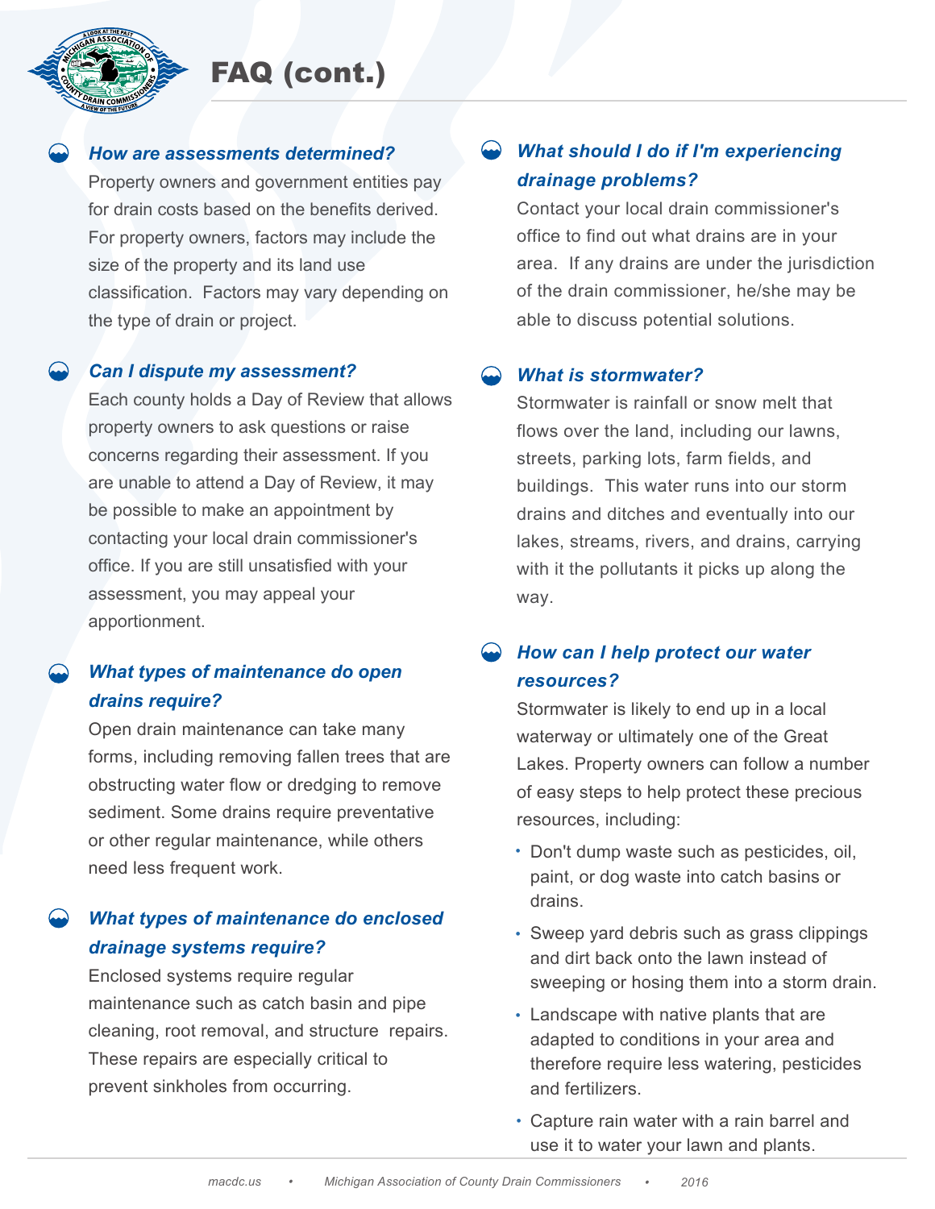# FAQ (cont.)

### *How are assessments determined?*

Property owners and government entities pay for drain costs based on the benefits derived. For property owners, factors may include the size of the property and its land use classification. Factors may vary depending on the type of drain or project.

### *Can I dispute my assessment?*

Each county holds a Day of Review that allows property owners to ask questions or raise concerns regarding their assessment. If you are unable to attend a Day of Review, it may be possible to make an appointment by contacting your local drain commissioner's office. If you are still unsatisfied with your assessment, you may appeal your apportionment.

### *What types of maintenance do open drains require?*

Open drain maintenance can take many forms, including removing fallen trees that are obstructing water flow or dredging to remove sediment. Some drains require preventative or other regular maintenance, while others need less frequent work.

### *What types of maintenance do enclosed drainage systems require?*

Enclosed systems require regular maintenance such as catch basin and pipe cleaning, root removal, and structure repairs. These repairs are especially critical to prevent sinkholes from occurring.

### *What should I do if I'm experiencing drainage problems?*

Contact your local drain commissioner's office to find out what drains are in your area. If any drains are under the jurisdiction of the drain commissioner, he/she may be able to discuss potential solutions.

### *What is stormwater?*

Stormwater is rainfall or snow melt that flows over the land, including our lawns, streets, parking lots, farm fields, and buildings. This water runs into our storm drains and ditches and eventually into our lakes, streams, rivers, and drains, carrying with it the pollutants it picks up along the way.

### *How can I help protect our water resources?*

Stormwater is likely to end up in a local waterway or ultimately one of the Great Lakes. Property owners can follow a number of easy steps to help protect these precious resources, including:

- Don't dump waste such as pesticides, oil, paint, or dog waste into catch basins or drains.
- Sweep yard debris such as grass clippings and dirt back onto the lawn instead of sweeping or hosing them into a storm drain.
- Landscape with native plants that are adapted to conditions in your area and therefore require less watering, pesticides and fertilizers.
- Capture rain water with a rain barrel and use it to water your lawn and plants.